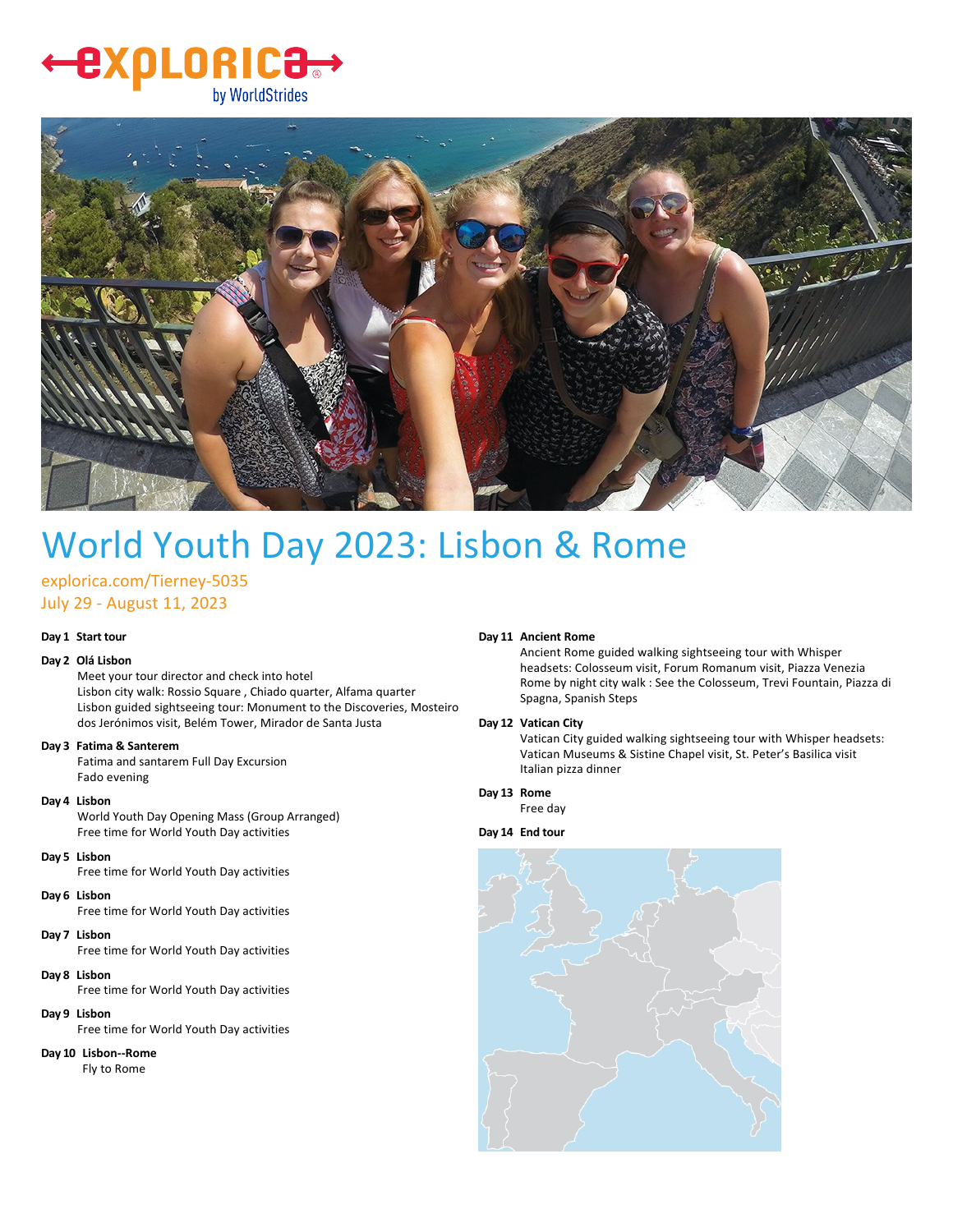# World Youth Day 2023: Lisbon & Rome

explorica.com/Tierney-5035
July 29 - August 11, 2023

**Day 1 Start tour**

**Day 2 Olá Lisbon**
Meet your tour director and check into hotel
Lisbon city walk: Rossio Square , Chiado quarter, Alfama quarter
Lisbon guided sightseeing tour: Monument to the Discoveries, Mosteiro dos Jerónimos visit, Belém Tower, Mirador de Santa Justa

**Day 3 Fatima & Santerem**
Fatima and santarem Full Day Excursion
Fado evening

**Day 4 Lisbon**
World Youth Day Opening Mass (Group Arranged)
Free time for World Youth Day activities

**Day 5 Lisbon**
Free time for World Youth Day activities

**Day 6 Lisbon**
Free time for World Youth Day activities

**Day 7 Lisbon**
Free time for World Youth Day activities

**Day 8 Lisbon**
Free time for World Youth Day activities

**Day 9 Lisbon**
Free time for World Youth Day activities

**Day 10 Lisbon--Rome**
Fly to Rome

**Day 11 Ancient Rome**
Ancient Rome guided walking sightseeing tour with Whisper headsets: Colosseum visit, Forum Romanum visit, Piazza Venezia
Rome by night city walk : See the Colosseum, Trevi Fountain, Piazza di Spagna, Spanish Steps

**Day 12 Vatican City**
Vatican City guided walking sightseeing tour with Whisper headsets: Vatican Museums & Sistine Chapel visit, St. Peter's Basilica visit
Italian pizza dinner

**Day 13 Rome**
Free day

**Day 14 End tour**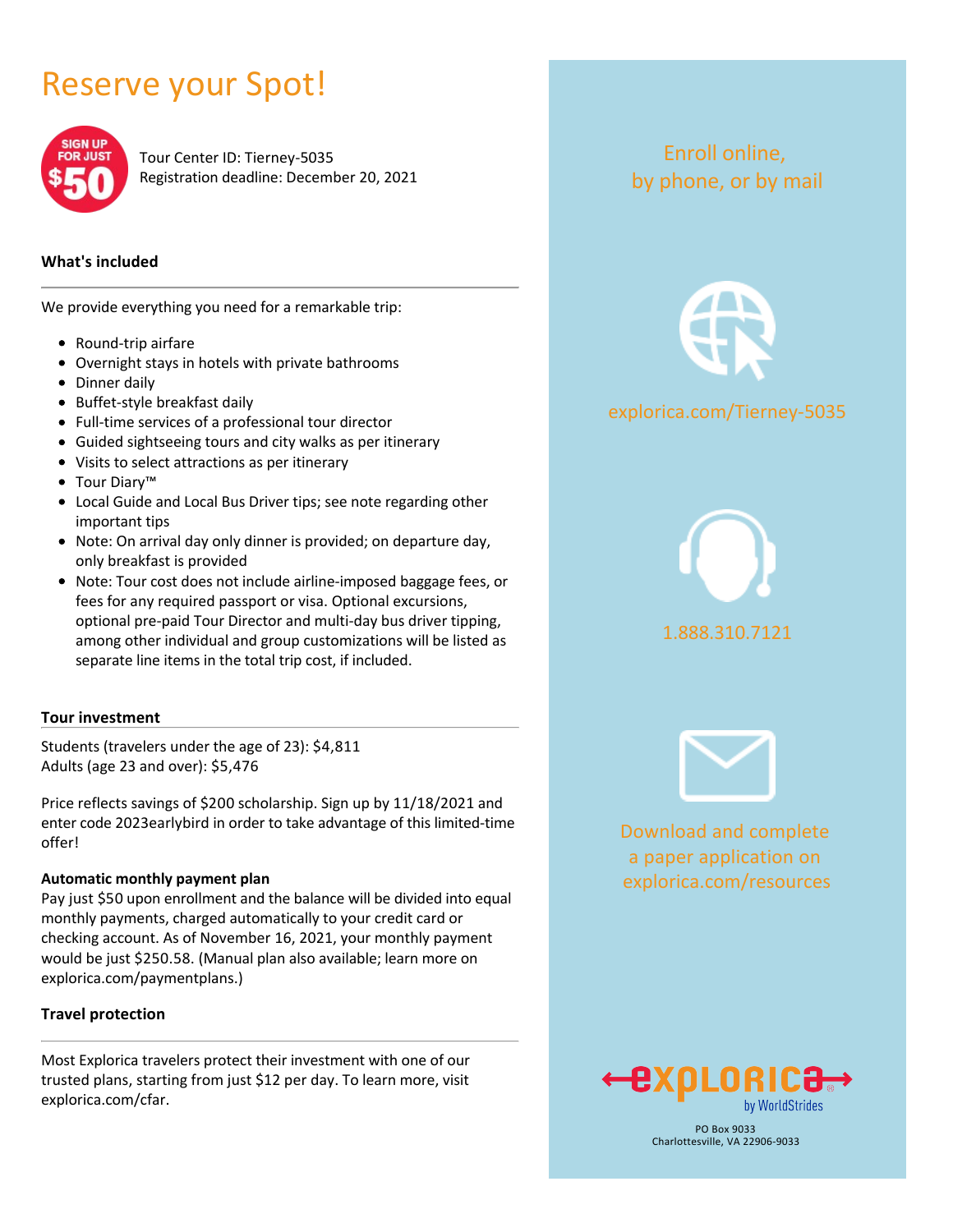# Reserve your Spot!

SIGN UP FOR JUST $50

Tour Center ID: Tierney-5035
Registration deadline: December 20, 2021

### What's included

We provide everything you need for a remarkable trip:

- Round-trip airfare
- Overnight stays in hotels with private bathrooms
- Dinner daily
- Buffet-style breakfast daily
- Full-time services of a professional tour director
- Guided sightseeing tours and city walks as per itinerary
- Visits to select attractions as per itinerary
- Tour Diary™
- Local Guide and Local Bus Driver tips; see note regarding other important tips
- Note: On arrival day only dinner is provided; on departure day, only breakfast is provided
- Note: Tour cost does not include airline-imposed baggage fees, or fees for any required passport or visa. Optional excursions, optional pre-paid Tour Director and multi-day bus driver tipping, among other individual and group customizations will be listed as separate line items in the total trip cost, if included.

### Tour investment

Students (travelers under the age of 23): $4,811
Adults (age 23 and over): $5,476

Price reflects savings of $200 scholarship. Sign up by 11/18/2021 and enter code 2023earlybird in order to take advantage of this limited-time offer!

**Automatic monthly payment plan**
Pay just $50 upon enrollment and the balance will be divided into equal monthly payments, charged automatically to your credit card or checking account. As of November 16, 2021, your monthly payment would be just $250.58. (Manual plan also available; learn more on explorica.com/paymentplans.)

### Travel protection

Most Explorica travelers protect their investment with one of our trusted plans, starting from just $12 per day. To learn more, visit explorica.com/cfar.

## Enroll online, by phone, or by mail

explorica.com/Tierney-5035

1.888.310.7121

Download and complete a paper application on explorica.com/resources

explorica by WorldStrides

PO Box 9033
Charlottesville, VA 22906-9033